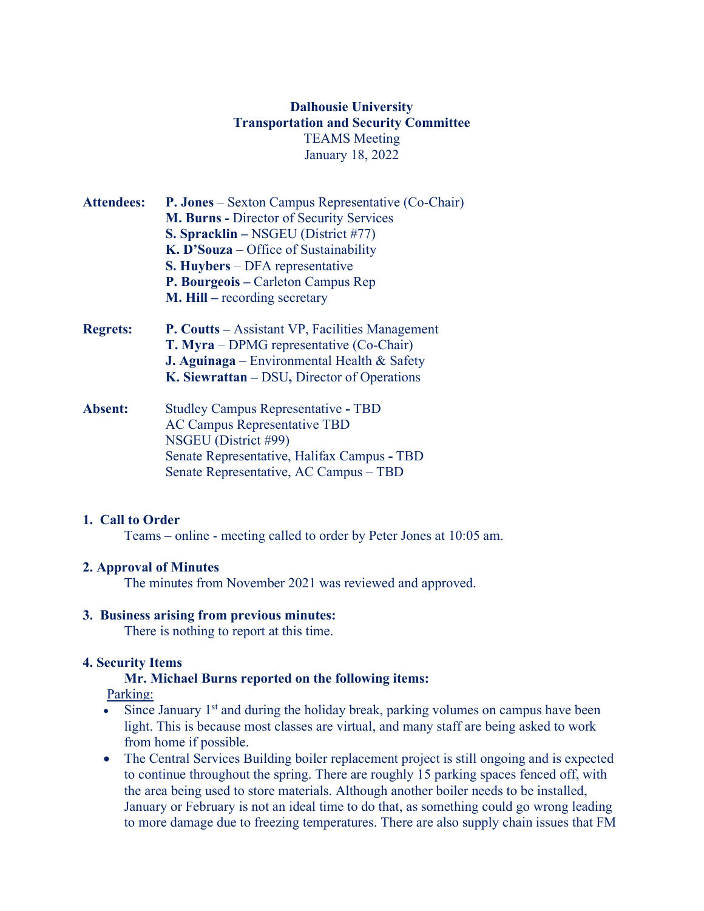**Dalhousie University**
**Transportation and Security Committee**
TEAMS Meeting
January 18, 2022

**Attendees:**
- **P. Jones** – Sexton Campus Representative (Co-Chair)
- **M. Burns -** Director of Security Services
- **S. Spracklin –** NSGEU (District #77)
- **K. D'Souza** – Office of Sustainability
- **S. Huybers** – DFA representative
- **P. Bourgeois –** Carleton Campus Rep
- **M. Hill –** recording secretary

**Regrets:**
- **P. Coutts –** Assistant VP, Facilities Management
- **T. Myra** – DPMG representative (Co-Chair)
- **J. Aguinaga** – Environmental Health & Safety
- **K. Siewrattan –** DSU**,** Director of Operations

**Absent:**
- Studley Campus Representative **-** TBD
- AC Campus Representative TBD
- NSGEU (District #99)
- Senate Representative, Halifax Campus **-** TBD
- Senate Representative, AC Campus – TBD

## 1. Call to Order

Teams – online - meeting called to order by Peter Jones at 10:05 am.

## 2. Approval of Minutes

The minutes from November 2021 was reviewed and approved.

## 3. Business arising from previous minutes:

There is nothing to report at this time.

## 4. Security Items

**Mr. Michael Burns reported on the following items:**

Parking:

- Since January 1st and during the holiday break, parking volumes on campus have been light. This is because most classes are virtual, and many staff are being asked to work from home if possible.
- The Central Services Building boiler replacement project is still ongoing and is expected to continue throughout the spring. There are roughly 15 parking spaces fenced off, with the area being used to store materials. Although another boiler needs to be installed, January or February is not an ideal time to do that, as something could go wrong leading to more damage due to freezing temperatures. There are also supply chain issues that FM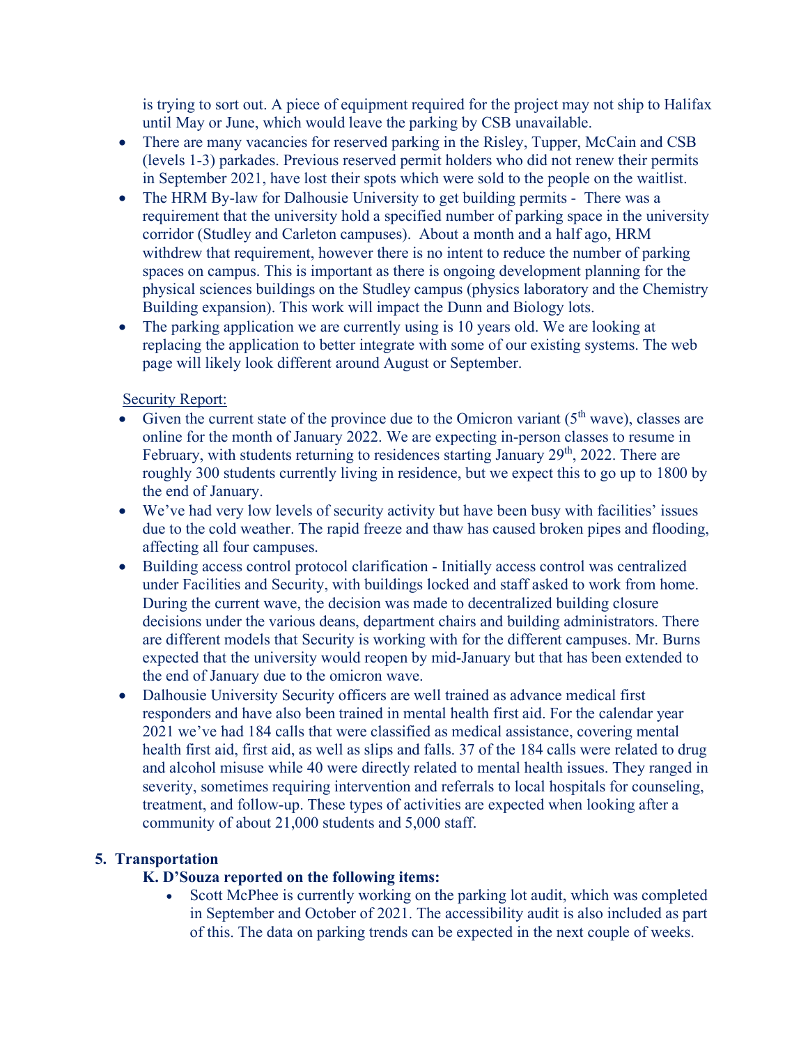is trying to sort out. A piece of equipment required for the project may not ship to Halifax until May or June, which would leave the parking by CSB unavailable.

- There are many vacancies for reserved parking in the Risley, Tupper, McCain and CSB (levels 1-3) parkades. Previous reserved permit holders who did not renew their permits in September 2021, have lost their spots which were sold to the people on the waitlist.
- The HRM By-law for Dalhousie University to get building permits - There was a requirement that the university hold a specified number of parking space in the university corridor (Studley and Carleton campuses). About a month and a half ago, HRM withdrew that requirement, however there is no intent to reduce the number of parking spaces on campus. This is important as there is ongoing development planning for the physical sciences buildings on the Studley campus (physics laboratory and the Chemistry Building expansion). This work will impact the Dunn and Biology lots.
- The parking application we are currently using is 10 years old. We are looking at replacing the application to better integrate with some of our existing systems. The web page will likely look different around August or September.

Security Report:

- Given the current state of the province due to the Omicron variant (5th wave), classes are online for the month of January 2022. We are expecting in-person classes to resume in February, with students returning to residences starting January 29th, 2022. There are roughly 300 students currently living in residence, but we expect this to go up to 1800 by the end of January.
- We've had very low levels of security activity but have been busy with facilities' issues due to the cold weather. The rapid freeze and thaw has caused broken pipes and flooding, affecting all four campuses.
- Building access control protocol clarification - Initially access control was centralized under Facilities and Security, with buildings locked and staff asked to work from home. During the current wave, the decision was made to decentralized building closure decisions under the various deans, department chairs and building administrators. There are different models that Security is working with for the different campuses. Mr. Burns expected that the university would reopen by mid-January but that has been extended to the end of January due to the omicron wave.
- Dalhousie University Security officers are well trained as advance medical first responders and have also been trained in mental health first aid. For the calendar year 2021 we've had 184 calls that were classified as medical assistance, covering mental health first aid, first aid, as well as slips and falls. 37 of the 184 calls were related to drug and alcohol misuse while 40 were directly related to mental health issues. They ranged in severity, sometimes requiring intervention and referrals to local hospitals for counseling, treatment, and follow-up. These types of activities are expected when looking after a community of about 21,000 students and 5,000 staff.

**5. Transportation**

**K. D'Souza reported on the following items:**

- Scott McPhee is currently working on the parking lot audit, which was completed in September and October of 2021. The accessibility audit is also included as part of this. The data on parking trends can be expected in the next couple of weeks.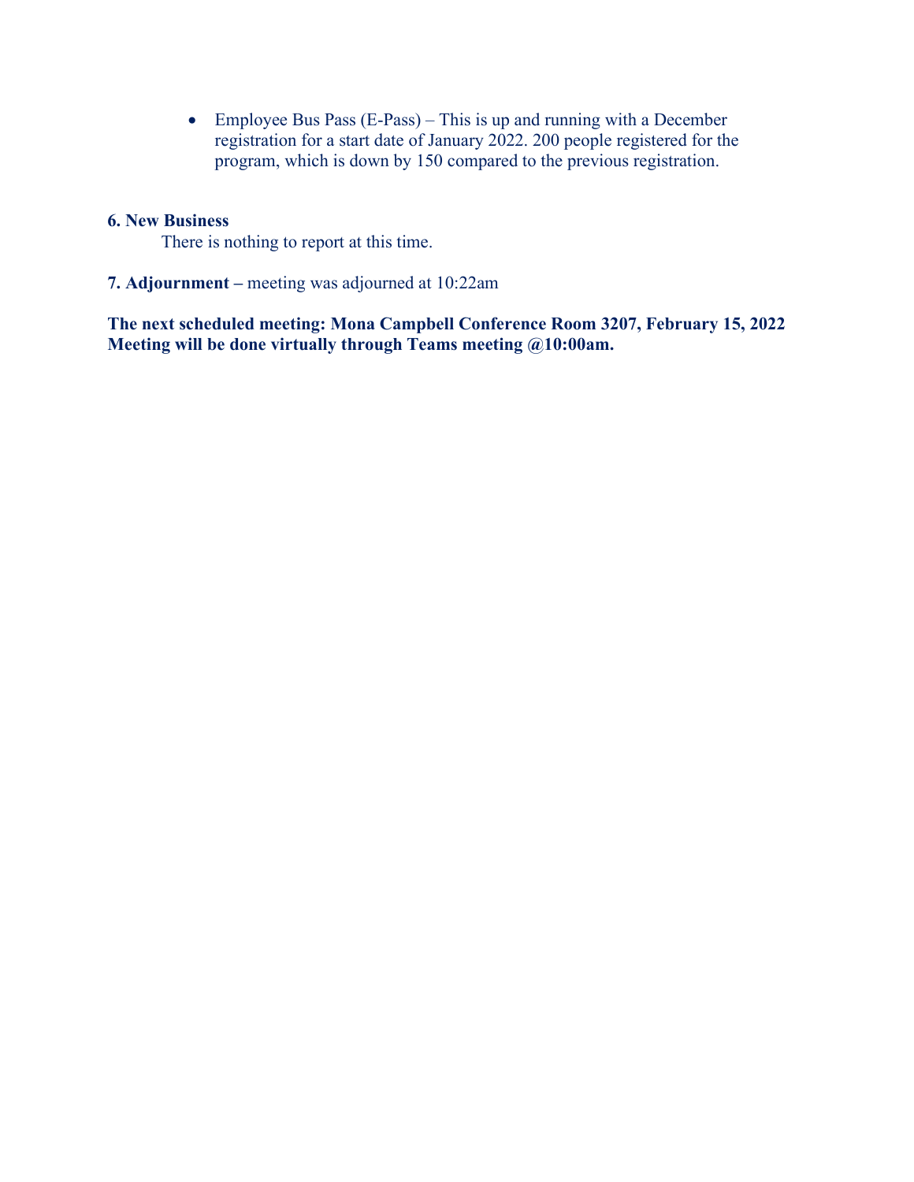- Employee Bus Pass (E-Pass) – This is up and running with a December registration for a start date of January 2022. 200 people registered for the program, which is down by 150 compared to the previous registration.

**6. New Business**

There is nothing to report at this time.

**7. Adjournment –** meeting was adjourned at 10:22am

**The next scheduled meeting: Mona Campbell Conference Room 3207, February 15, 2022 Meeting will be done virtually through Teams meeting @10:00am.**